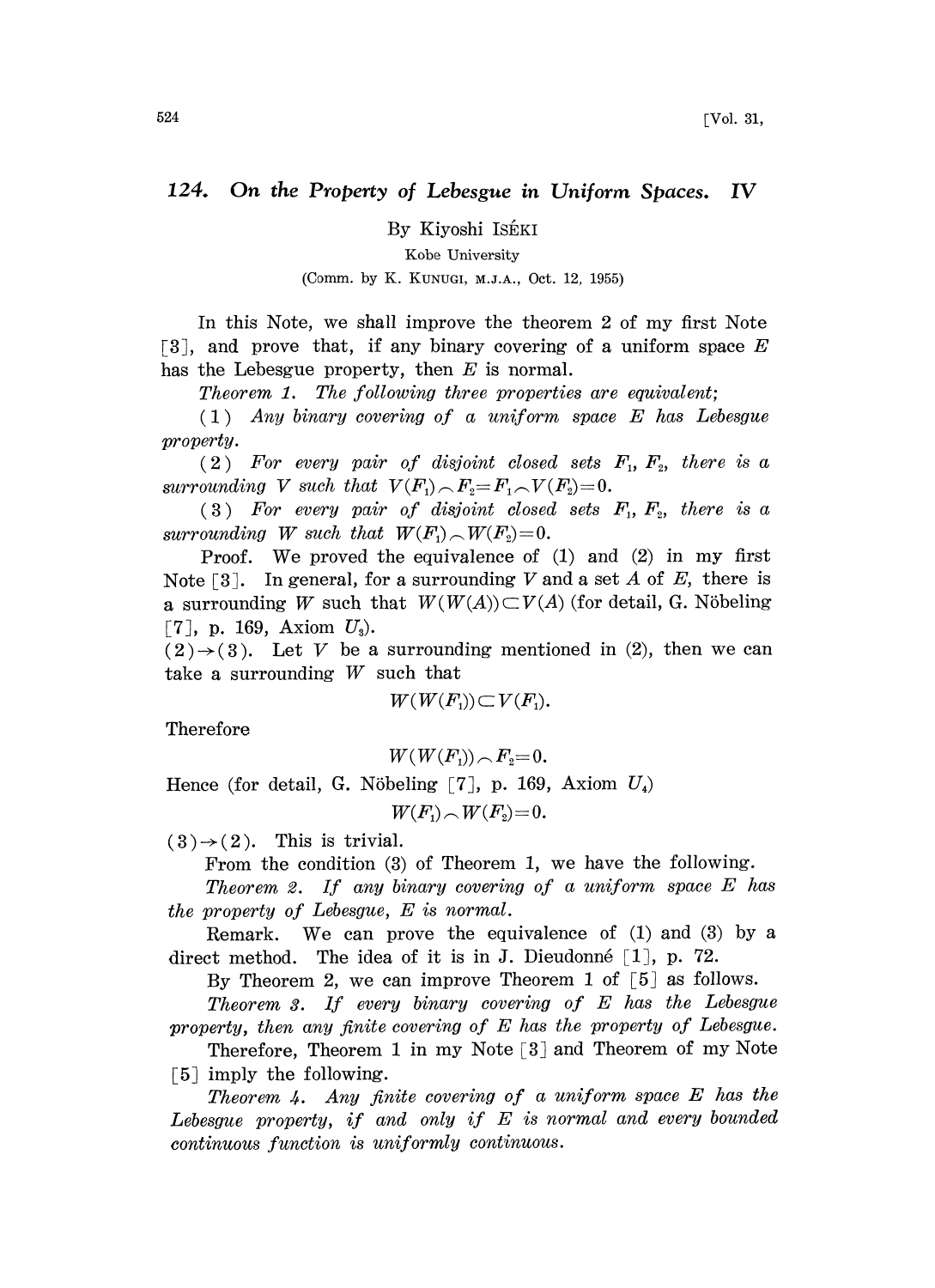## 124. On the Property of Lebesgue in Uniform Spaces. IV

By Kiyoshi ISÉKI

Kobe University

(Comm. by K. KUNUGI, M.J.A., Oct. 12, 1955)

In this Note, we shall improve the theorem 2 of my first Note [3], and prove that, if any binary covering of a uniform space $E$ has the Lebesgue property, then $E$ is normal.

*Theorem 1. The following three properties are equivalent;*

(1) *Any binary covering of a uniform space $E$ has Lebesgue property.*

(2) *For every pair of disjoint closed sets $F_1$, $F_2$, there is a surrounding $V$ such that $V(F_1) \frown F_2 = F_1 \frown V(F_2) = 0$.*

(3) *For every pair of disjoint closed sets $F_1$, $F_2$, there is a surrounding $W$ such that $W(F_1) \frown W(F_2) = 0$.*

Proof. We proved the equivalence of (1) and (2) in my first Note [3]. In general, for a surrounding $V$ and a set $A$ of $E$, there is a surrounding $W$ such that $W(W(A)) \subset V(A)$ (for detail, G. Nöbeling [7], p. 169, Axiom $U_3$).

(2)→(3). Let $V$ be a surrounding mentioned in (2), then we can take a surrounding $W$ such that

$$W(W(F_1)) \subset V(F_1).$$

Therefore

$$W(W(F_1)) \frown F_2 = 0.$$

Hence (for detail, G. Nöbeling [7], p. 169, Axiom $U_4$)

$$W(F_1) \frown W(F_2) = 0.$$

(3)→(2). This is trivial.

From the condition (3) of Theorem 1, we have the following.

*Theorem 2. If any binary covering of a uniform space $E$ has the property of Lebesgue, $E$ is normal.*

Remark. We can prove the equivalence of (1) and (3) by a direct method. The idea of it is in J. Dieudonné [1], p. 72.

By Theorem 2, we can improve Theorem 1 of [5] as follows.

*Theorem 3. If every binary covering of $E$ has the Lebesgue property, then any finite covering of $E$ has the property of Lebesgue.*

Therefore, Theorem 1 in my Note [3] and Theorem of my Note [5] imply the following.

*Theorem 4. Any finite covering of a uniform space $E$ has the Lebesgue property, if and only if $E$ is normal and every bounded continuous function is uniformly continuous.*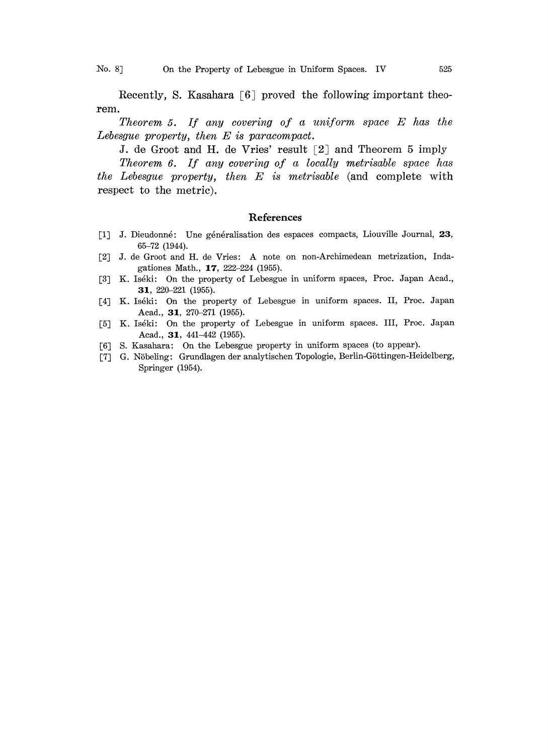Recently, S. Kasahara [6] proved the following important theorem.

*Theorem 5. If any covering of a uniform space $E$ has the Lebesgue property, then $E$ is paracompact.*

J. de Groot and H. de Vries' result [2] and Theorem 5 imply

*Theorem 6. If any covering of a locally metrisable space has the Lebesgue property, then $E$ is metrisable* (and complete with respect to the metric).

## References

[1] J. Dieudonné: Une généralisation des espaces compacts, Liouville Journal, **23**, 65–72 (1944).

[2] J. de Groot and H. de Vries: A note on non-Archimedean metrization, Indagationes Math., **17**, 222–224 (1955).

[3] K. Iséki: On the property of Lebesgue in uniform spaces, Proc. Japan Acad., **31**, 220–221 (1955).

[4] K. Iséki: On the property of Lebesgue in uniform spaces. II, Proc. Japan Acad., **31**, 270–271 (1955).

[5] K. Iséki: On the property of Lebesgue in uniform spaces. III, Proc. Japan Acad., **31**, 441–442 (1955).

[6] S. Kasahara: On the Lebesgue property in uniform spaces (to appear).

[7] G. Nöbeling: Grundlagen der analytischen Topologie, Berlin-Göttingen-Heidelberg, Springer (1954).